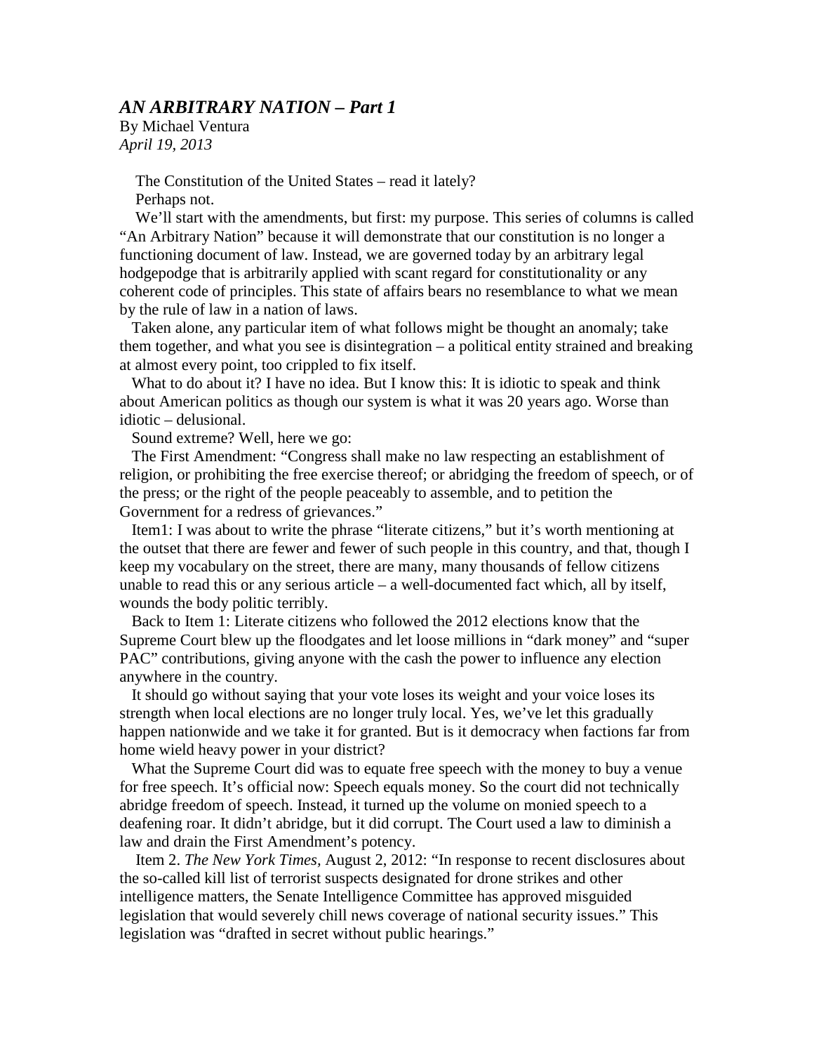## *AN ARBITRARY NATION – Part 1*

By Michael Ventura
*April 19, 2013*

The Constitution of the United States – read it lately?

Perhaps not.

We'll start with the amendments, but first: my purpose. This series of columns is called "An Arbitrary Nation" because it will demonstrate that our constitution is no longer a functioning document of law. Instead, we are governed today by an arbitrary legal hodgepodge that is arbitrarily applied with scant regard for constitutionality or any coherent code of principles. This state of affairs bears no resemblance to what we mean by the rule of law in a nation of laws.

Taken alone, any particular item of what follows might be thought an anomaly; take them together, and what you see is disintegration – a political entity strained and breaking at almost every point, too crippled to fix itself.

What to do about it? I have no idea. But I know this: It is idiotic to speak and think about American politics as though our system is what it was 20 years ago. Worse than idiotic – delusional.

Sound extreme? Well, here we go:

The First Amendment: "Congress shall make no law respecting an establishment of religion, or prohibiting the free exercise thereof; or abridging the freedom of speech, or of the press; or the right of the people peaceably to assemble, and to petition the Government for a redress of grievances."

Item1: I was about to write the phrase "literate citizens," but it's worth mentioning at the outset that there are fewer and fewer of such people in this country, and that, though I keep my vocabulary on the street, there are many, many thousands of fellow citizens unable to read this or any serious article – a well-documented fact which, all by itself, wounds the body politic terribly.

Back to Item 1: Literate citizens who followed the 2012 elections know that the Supreme Court blew up the floodgates and let loose millions in "dark money" and "super PAC" contributions, giving anyone with the cash the power to influence any election anywhere in the country.

It should go without saying that your vote loses its weight and your voice loses its strength when local elections are no longer truly local. Yes, we've let this gradually happen nationwide and we take it for granted. But is it democracy when factions far from home wield heavy power in your district?

What the Supreme Court did was to equate free speech with the money to buy a venue for free speech. It's official now: Speech equals money. So the court did not technically abridge freedom of speech. Instead, it turned up the volume on monied speech to a deafening roar. It didn't abridge, but it did corrupt. The Court used a law to diminish a law and drain the First Amendment's potency.

Item 2. *The New York Times,* August 2, 2012: "In response to recent disclosures about the so-called kill list of terrorist suspects designated for drone strikes and other intelligence matters, the Senate Intelligence Committee has approved misguided legislation that would severely chill news coverage of national security issues." This legislation was "drafted in secret without public hearings."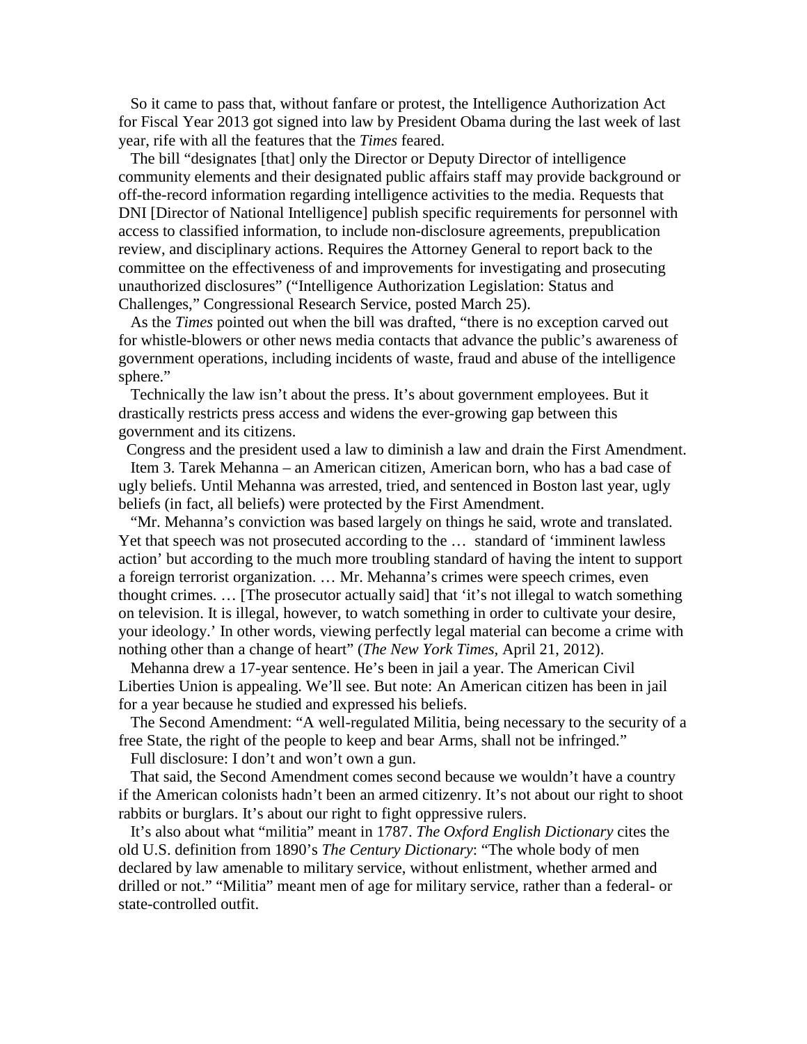So it came to pass that, without fanfare or protest, the Intelligence Authorization Act for Fiscal Year 2013 got signed into law by President Obama during the last week of last year, rife with all the features that the *Times* feared.

The bill "designates [that] only the Director or Deputy Director of intelligence community elements and their designated public affairs staff may provide background or off-the-record information regarding intelligence activities to the media. Requests that DNI [Director of National Intelligence] publish specific requirements for personnel with access to classified information, to include non-disclosure agreements, prepublication review, and disciplinary actions. Requires the Attorney General to report back to the committee on the effectiveness of and improvements for investigating and prosecuting unauthorized disclosures" ("Intelligence Authorization Legislation: Status and Challenges," Congressional Research Service, posted March 25).

As the *Times* pointed out when the bill was drafted, "there is no exception carved out for whistle-blowers or other news media contacts that advance the public's awareness of government operations, including incidents of waste, fraud and abuse of the intelligence sphere."

Technically the law isn't about the press. It's about government employees. But it drastically restricts press access and widens the ever-growing gap between this government and its citizens.

Congress and the president used a law to diminish a law and drain the First Amendment.

Item 3. Tarek Mehanna – an American citizen, American born, who has a bad case of ugly beliefs. Until Mehanna was arrested, tried, and sentenced in Boston last year, ugly beliefs (in fact, all beliefs) were protected by the First Amendment.

"Mr. Mehanna's conviction was based largely on things he said, wrote and translated. Yet that speech was not prosecuted according to the … standard of 'imminent lawless action' but according to the much more troubling standard of having the intent to support a foreign terrorist organization. … Mr. Mehanna's crimes were speech crimes, even thought crimes. … [The prosecutor actually said] that 'it's not illegal to watch something on television. It is illegal, however, to watch something in order to cultivate your desire, your ideology.' In other words, viewing perfectly legal material can become a crime with nothing other than a change of heart" (*The New York Times*, April 21, 2012).

Mehanna drew a 17-year sentence. He's been in jail a year. The American Civil Liberties Union is appealing. We'll see. But note: An American citizen has been in jail for a year because he studied and expressed his beliefs.

The Second Amendment: "A well-regulated Militia, being necessary to the security of a free State, the right of the people to keep and bear Arms, shall not be infringed."

Full disclosure: I don't and won't own a gun.

That said, the Second Amendment comes second because we wouldn't have a country if the American colonists hadn't been an armed citizenry. It's not about our right to shoot rabbits or burglars. It's about our right to fight oppressive rulers.

It's also about what "militia" meant in 1787. *The Oxford English Dictionary* cites the old U.S. definition from 1890's *The Century Dictionary*: "The whole body of men declared by law amenable to military service, without enlistment, whether armed and drilled or not." "Militia" meant men of age for military service, rather than a federal- or state-controlled outfit.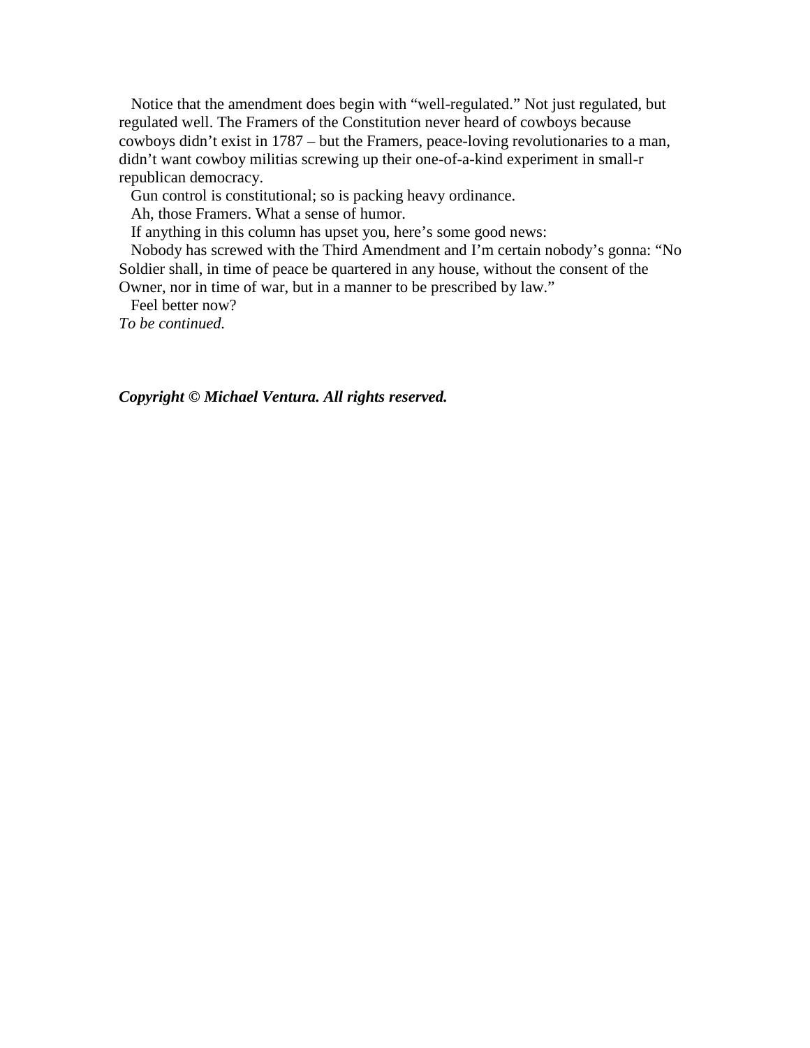Notice that the amendment does begin with "well-regulated." Not just regulated, but regulated well. The Framers of the Constitution never heard of cowboys because cowboys didn't exist in 1787 – but the Framers, peace-loving revolutionaries to a man, didn't want cowboy militias screwing up their one-of-a-kind experiment in small-r republican democracy.

Gun control is constitutional; so is packing heavy ordinance.

Ah, those Framers. What a sense of humor.

If anything in this column has upset you, here's some good news:

Nobody has screwed with the Third Amendment and I'm certain nobody's gonna: "No Soldier shall, in time of peace be quartered in any house, without the consent of the Owner, nor in time of war, but in a manner to be prescribed by law."

Feel better now?

*To be continued.*

***Copyright © Michael Ventura. All rights reserved.***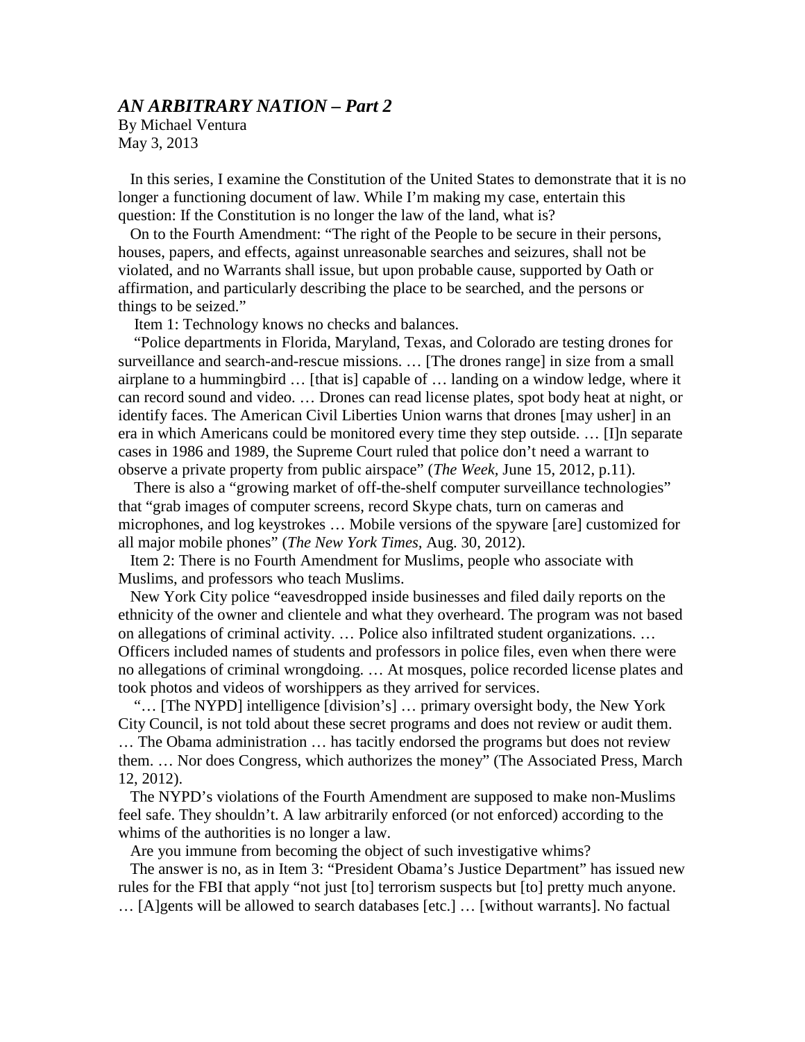## *AN ARBITRARY NATION – Part 2*

By Michael Ventura
May 3, 2013

In this series, I examine the Constitution of the United States to demonstrate that it is no longer a functioning document of law. While I'm making my case, entertain this question: If the Constitution is no longer the law of the land, what is?

On to the Fourth Amendment: "The right of the People to be secure in their persons, houses, papers, and effects, against unreasonable searches and seizures, shall not be violated, and no Warrants shall issue, but upon probable cause, supported by Oath or affirmation, and particularly describing the place to be searched, and the persons or things to be seized."

Item 1: Technology knows no checks and balances.

"Police departments in Florida, Maryland, Texas, and Colorado are testing drones for surveillance and search-and-rescue missions. … [The drones range] in size from a small airplane to a hummingbird … [that is] capable of … landing on a window ledge, where it can record sound and video. … Drones can read license plates, spot body heat at night, or identify faces. The American Civil Liberties Union warns that drones [may usher] in an era in which Americans could be monitored every time they step outside. … [I]n separate cases in 1986 and 1989, the Supreme Court ruled that police don't need a warrant to observe a private property from public airspace" (*The Week*, June 15, 2012, p.11).

There is also a "growing market of off-the-shelf computer surveillance technologies" that "grab images of computer screens, record Skype chats, turn on cameras and microphones, and log keystrokes … Mobile versions of the spyware [are] customized for all major mobile phones" (*The New York Times*, Aug. 30, 2012).

Item 2: There is no Fourth Amendment for Muslims, people who associate with Muslims, and professors who teach Muslims.

New York City police "eavesdropped inside businesses and filed daily reports on the ethnicity of the owner and clientele and what they overheard. The program was not based on allegations of criminal activity. … Police also infiltrated student organizations. … Officers included names of students and professors in police files, even when there were no allegations of criminal wrongdoing. … At mosques, police recorded license plates and took photos and videos of worshippers as they arrived for services.

"… [The NYPD] intelligence [division's] … primary oversight body, the New York City Council, is not told about these secret programs and does not review or audit them. … The Obama administration … has tacitly endorsed the programs but does not review them. … Nor does Congress, which authorizes the money" (The Associated Press, March 12, 2012).

The NYPD's violations of the Fourth Amendment are supposed to make non-Muslims feel safe. They shouldn't. A law arbitrarily enforced (or not enforced) according to the whims of the authorities is no longer a law.

Are you immune from becoming the object of such investigative whims?

The answer is no, as in Item 3: "President Obama's Justice Department" has issued new rules for the FBI that apply "not just [to] terrorism suspects but [to] pretty much anyone. … [A]gents will be allowed to search databases [etc.] … [without warrants]. No factual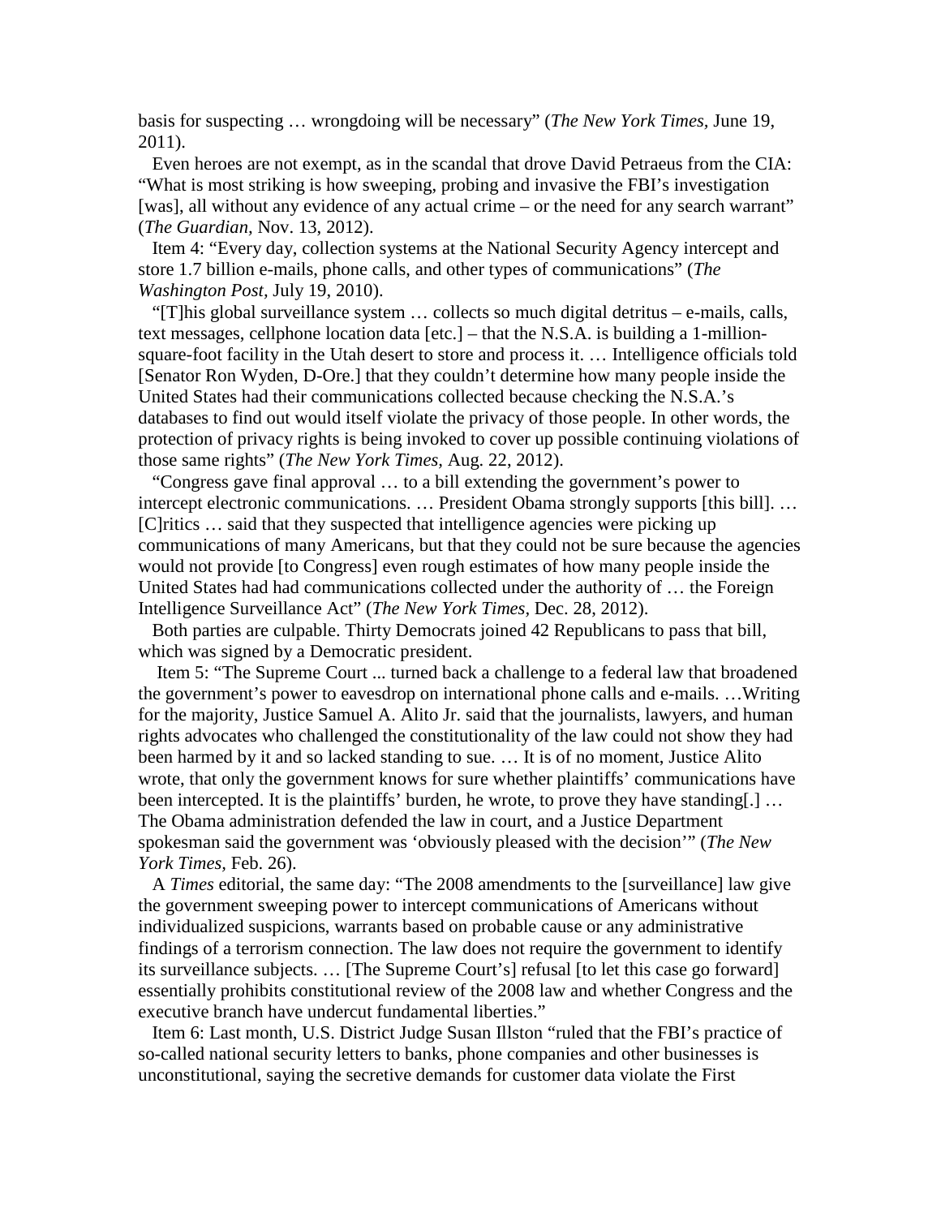basis for suspecting … wrongdoing will be necessary" (*The New York Times*, June 19, 2011).

Even heroes are not exempt, as in the scandal that drove David Petraeus from the CIA: "What is most striking is how sweeping, probing and invasive the FBI's investigation [was], all without any evidence of any actual crime – or the need for any search warrant" (*The Guardian*, Nov. 13, 2012).

Item 4: "Every day, collection systems at the National Security Agency intercept and store 1.7 billion e-mails, phone calls, and other types of communications" (*The Washington Post*, July 19, 2010).

"[T]his global surveillance system … collects so much digital detritus – e-mails, calls, text messages, cellphone location data [etc.] – that the N.S.A. is building a 1-million-square-foot facility in the Utah desert to store and process it. … Intelligence officials told [Senator Ron Wyden, D-Ore.] that they couldn't determine how many people inside the United States had their communications collected because checking the N.S.A.'s databases to find out would itself violate the privacy of those people. In other words, the protection of privacy rights is being invoked to cover up possible continuing violations of those same rights" (*The New York Times*, Aug. 22, 2012).

"Congress gave final approval … to a bill extending the government's power to intercept electronic communications. … President Obama strongly supports [this bill]. … [C]ritics … said that they suspected that intelligence agencies were picking up communications of many Americans, but that they could not be sure because the agencies would not provide [to Congress] even rough estimates of how many people inside the United States had had communications collected under the authority of … the Foreign Intelligence Surveillance Act" (*The New York Times*, Dec. 28, 2012).

Both parties are culpable. Thirty Democrats joined 42 Republicans to pass that bill, which was signed by a Democratic president.

Item 5: "The Supreme Court ... turned back a challenge to a federal law that broadened the government's power to eavesdrop on international phone calls and e-mails. …Writing for the majority, Justice Samuel A. Alito Jr. said that the journalists, lawyers, and human rights advocates who challenged the constitutionality of the law could not show they had been harmed by it and so lacked standing to sue. … It is of no moment, Justice Alito wrote, that only the government knows for sure whether plaintiffs' communications have been intercepted. It is the plaintiffs' burden, he wrote, to prove they have standing[.] … The Obama administration defended the law in court, and a Justice Department spokesman said the government was 'obviously pleased with the decision'" (*The New York Times*, Feb. 26).

A *Times* editorial, the same day: "The 2008 amendments to the [surveillance] law give the government sweeping power to intercept communications of Americans without individualized suspicions, warrants based on probable cause or any administrative findings of a terrorism connection. The law does not require the government to identify its surveillance subjects. … [The Supreme Court's] refusal [to let this case go forward] essentially prohibits constitutional review of the 2008 law and whether Congress and the executive branch have undercut fundamental liberties."

Item 6: Last month, U.S. District Judge Susan Illston "ruled that the FBI's practice of so-called national security letters to banks, phone companies and other businesses is unconstitutional, saying the secretive demands for customer data violate the First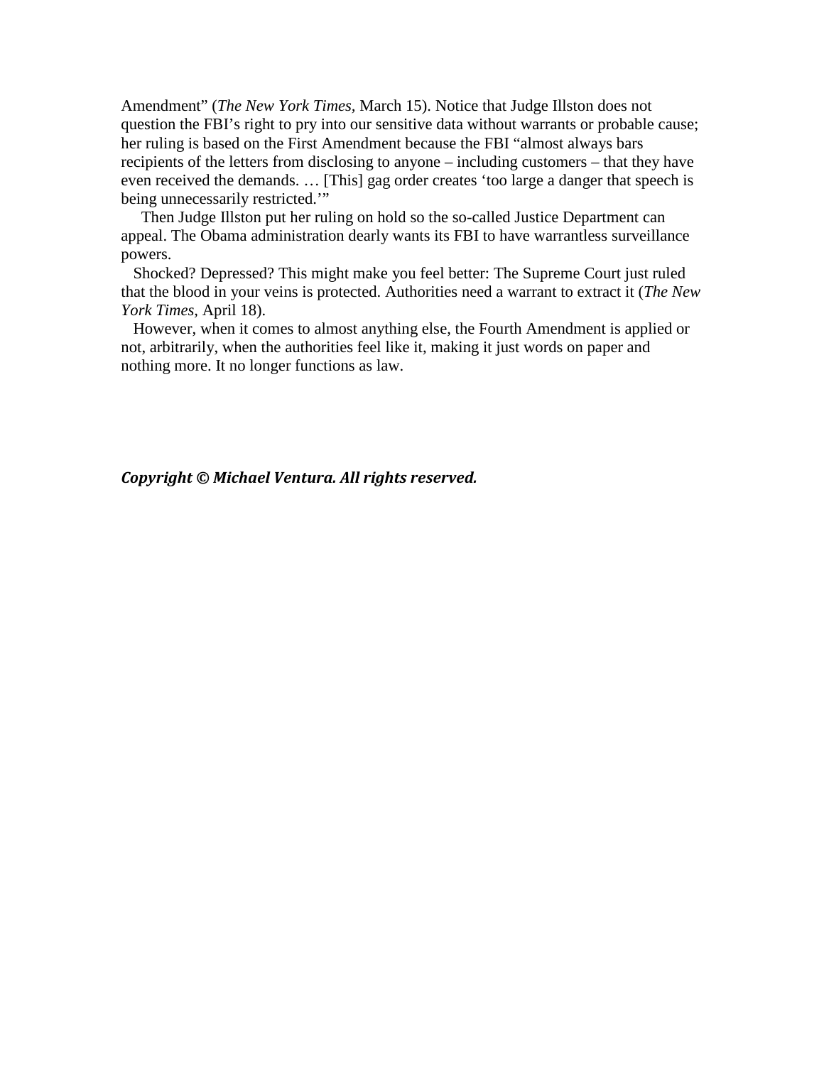Amendment" (*The New York Times,* March 15). Notice that Judge Illston does not question the FBI's right to pry into our sensitive data without warrants or probable cause; her ruling is based on the First Amendment because the FBI "almost always bars recipients of the letters from disclosing to anyone – including customers – that they have even received the demands. … [This] gag order creates 'too large a danger that speech is being unnecessarily restricted.'"

Then Judge Illston put her ruling on hold so the so-called Justice Department can appeal. The Obama administration dearly wants its FBI to have warrantless surveillance powers.

Shocked? Depressed? This might make you feel better: The Supreme Court just ruled that the blood in your veins is protected. Authorities need a warrant to extract it (*The New York Times,* April 18).

However, when it comes to almost anything else, the Fourth Amendment is applied or not, arbitrarily, when the authorities feel like it, making it just words on paper and nothing more. It no longer functions as law.

***Copyright © Michael Ventura. All rights reserved.***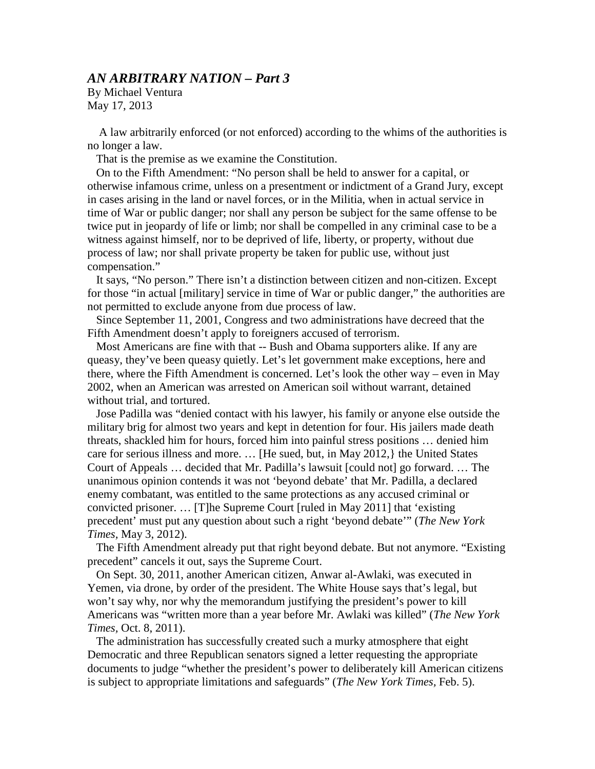## *AN ARBITRARY NATION – Part 3*

By Michael Ventura
May 17, 2013

A law arbitrarily enforced (or not enforced) according to the whims of the authorities is no longer a law.

That is the premise as we examine the Constitution.

On to the Fifth Amendment: "No person shall be held to answer for a capital, or otherwise infamous crime, unless on a presentment or indictment of a Grand Jury, except in cases arising in the land or navel forces, or in the Militia, when in actual service in time of War or public danger; nor shall any person be subject for the same offense to be twice put in jeopardy of life or limb; nor shall be compelled in any criminal case to be a witness against himself, nor to be deprived of life, liberty, or property, without due process of law; nor shall private property be taken for public use, without just compensation."

It says, "No person." There isn't a distinction between citizen and non-citizen. Except for those "in actual [military] service in time of War or public danger," the authorities are not permitted to exclude anyone from due process of law.

Since September 11, 2001, Congress and two administrations have decreed that the Fifth Amendment doesn't apply to foreigners accused of terrorism.

Most Americans are fine with that -- Bush and Obama supporters alike. If any are queasy, they've been queasy quietly. Let's let government make exceptions, here and there, where the Fifth Amendment is concerned. Let's look the other way – even in May 2002, when an American was arrested on American soil without warrant, detained without trial, and tortured.

Jose Padilla was "denied contact with his lawyer, his family or anyone else outside the military brig for almost two years and kept in detention for four. His jailers made death threats, shackled him for hours, forced him into painful stress positions … denied him care for serious illness and more. … [He sued, but, in May 2012,} the United States Court of Appeals … decided that Mr. Padilla's lawsuit [could not] go forward. … The unanimous opinion contends it was not 'beyond debate' that Mr. Padilla, a declared enemy combatant, was entitled to the same protections as any accused criminal or convicted prisoner. … [T]he Supreme Court [ruled in May 2011] that 'existing precedent' must put any question about such a right 'beyond debate'" (*The New York Times*, May 3, 2012).

The Fifth Amendment already put that right beyond debate. But not anymore. "Existing precedent" cancels it out, says the Supreme Court.

On Sept. 30, 2011, another American citizen, Anwar al-Awlaki, was executed in Yemen, via drone, by order of the president. The White House says that's legal, but won't say why, nor why the memorandum justifying the president's power to kill Americans was "written more than a year before Mr. Awlaki was killed" (*The New York Times*, Oct. 8, 2011).

The administration has successfully created such a murky atmosphere that eight Democratic and three Republican senators signed a letter requesting the appropriate documents to judge "whether the president's power to deliberately kill American citizens is subject to appropriate limitations and safeguards" (*The New York Times*, Feb. 5).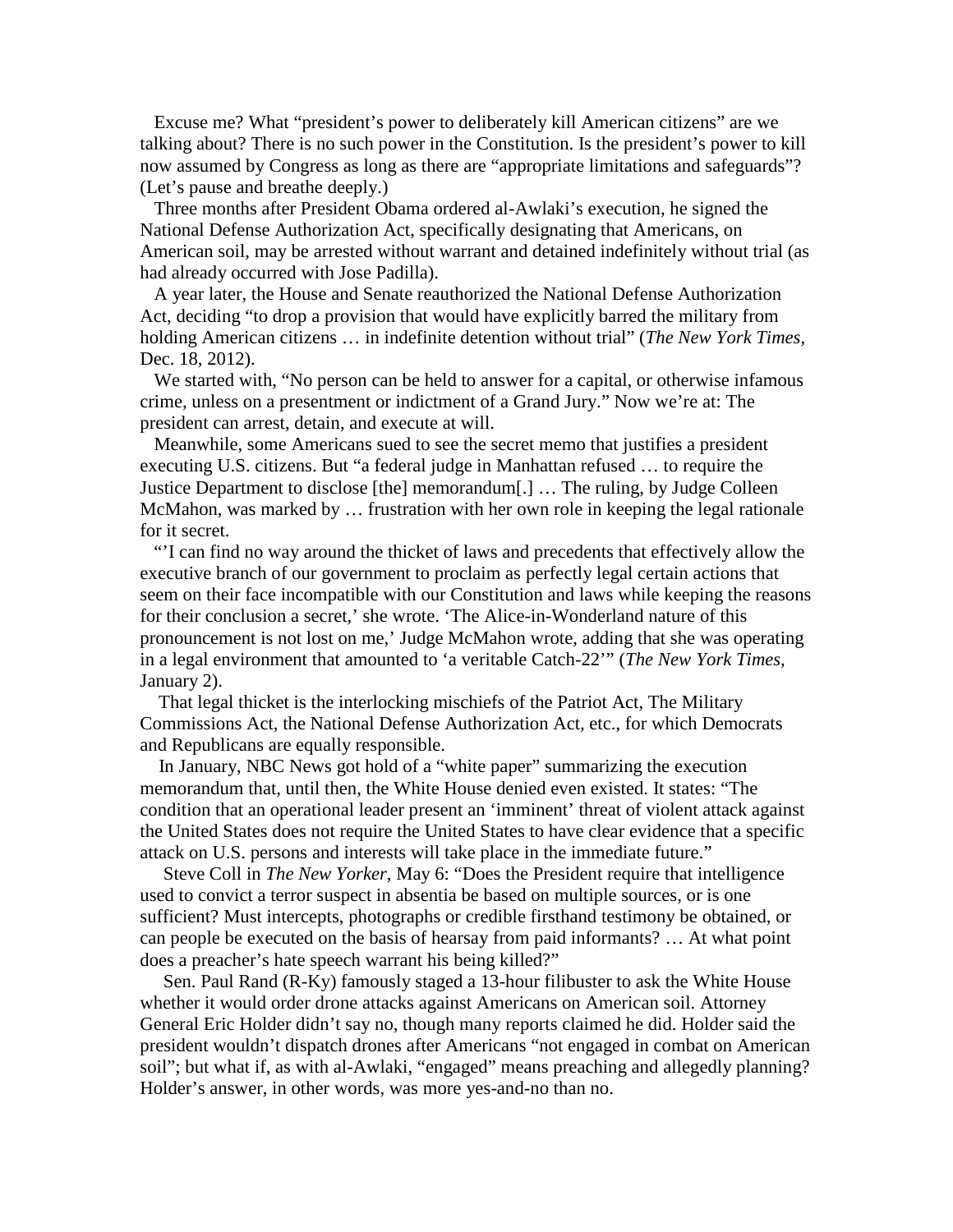Excuse me? What "president's power to deliberately kill American citizens" are we talking about? There is no such power in the Constitution. Is the president's power to kill now assumed by Congress as long as there are "appropriate limitations and safeguards"? (Let's pause and breathe deeply.)

Three months after President Obama ordered al-Awlaki's execution, he signed the National Defense Authorization Act, specifically designating that Americans, on American soil, may be arrested without warrant and detained indefinitely without trial (as had already occurred with Jose Padilla).

A year later, the House and Senate reauthorized the National Defense Authorization Act, deciding "to drop a provision that would have explicitly barred the military from holding American citizens … in indefinite detention without trial" (*The New York Times*, Dec. 18, 2012).

We started with, "No person can be held to answer for a capital, or otherwise infamous crime, unless on a presentment or indictment of a Grand Jury." Now we're at: The president can arrest, detain, and execute at will.

Meanwhile, some Americans sued to see the secret memo that justifies a president executing U.S. citizens. But "a federal judge in Manhattan refused … to require the Justice Department to disclose [the] memorandum[.] … The ruling, by Judge Colleen McMahon, was marked by … frustration with her own role in keeping the legal rationale for it secret.

"'I can find no way around the thicket of laws and precedents that effectively allow the executive branch of our government to proclaim as perfectly legal certain actions that seem on their face incompatible with our Constitution and laws while keeping the reasons for their conclusion a secret,' she wrote. 'The Alice-in-Wonderland nature of this pronouncement is not lost on me,' Judge McMahon wrote, adding that she was operating in a legal environment that amounted to 'a veritable Catch-22'" (*The New York Times*, January 2).

That legal thicket is the interlocking mischiefs of the Patriot Act, The Military Commissions Act, the National Defense Authorization Act, etc., for which Democrats and Republicans are equally responsible.

In January, NBC News got hold of a "white paper" summarizing the execution memorandum that, until then, the White House denied even existed. It states: "The condition that an operational leader present an 'imminent' threat of violent attack against the United States does not require the United States to have clear evidence that a specific attack on U.S. persons and interests will take place in the immediate future."

Steve Coll in *The New Yorker*, May 6: "Does the President require that intelligence used to convict a terror suspect in absentia be based on multiple sources, or is one sufficient? Must intercepts, photographs or credible firsthand testimony be obtained, or can people be executed on the basis of hearsay from paid informants? … At what point does a preacher's hate speech warrant his being killed?"

Sen. Paul Rand (R-Ky) famously staged a 13-hour filibuster to ask the White House whether it would order drone attacks against Americans on American soil. Attorney General Eric Holder didn't say no, though many reports claimed he did. Holder said the president wouldn't dispatch drones after Americans "not engaged in combat on American soil"; but what if, as with al-Awlaki, "engaged" means preaching and allegedly planning? Holder's answer, in other words, was more yes-and-no than no.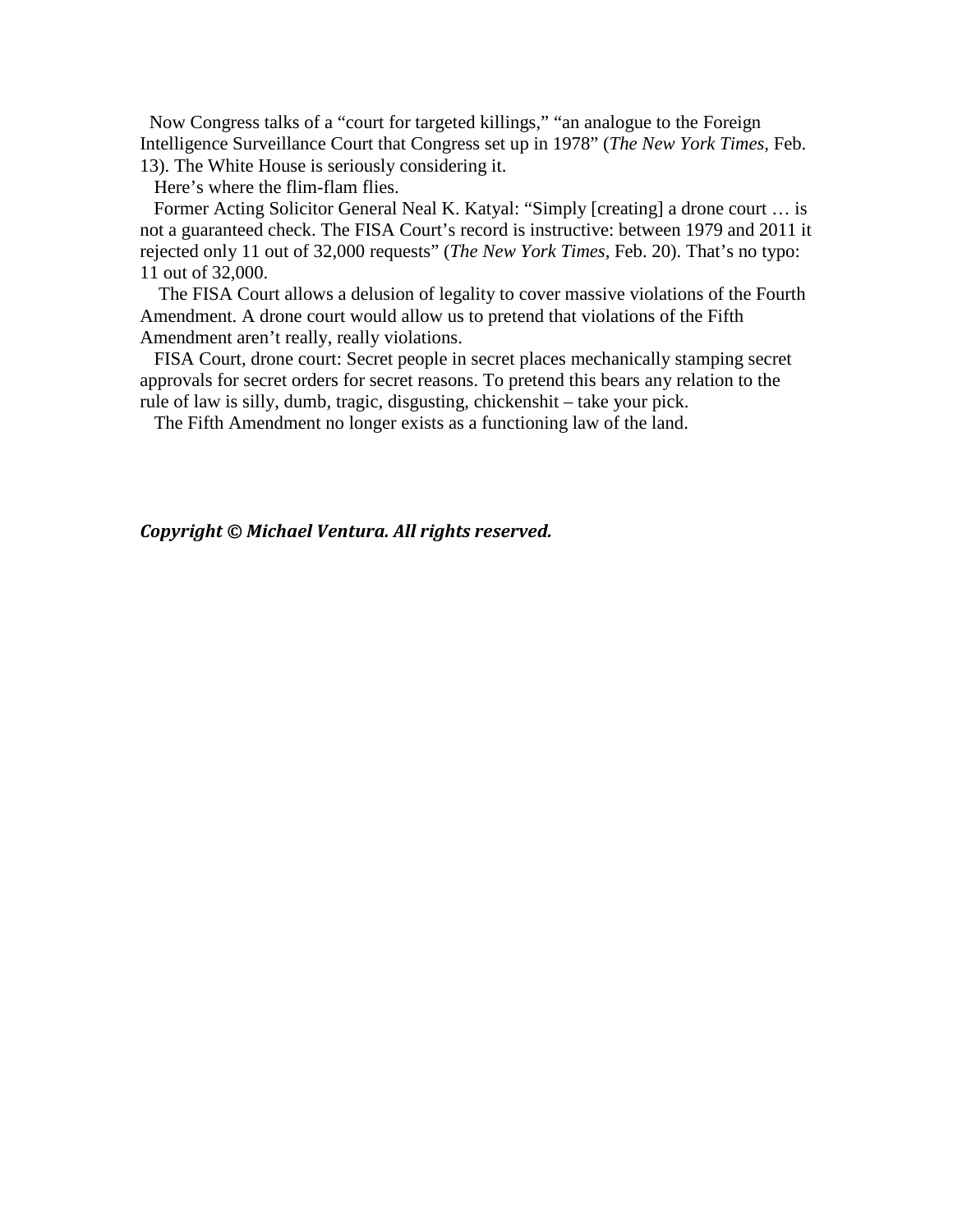Now Congress talks of a "court for targeted killings," "an analogue to the Foreign Intelligence Surveillance Court that Congress set up in 1978" (*The New York Times,* Feb. 13). The White House is seriously considering it.

Here's where the flim-flam flies.

Former Acting Solicitor General Neal K. Katyal: "Simply [creating] a drone court … is not a guaranteed check. The FISA Court's record is instructive: between 1979 and 2011 it rejected only 11 out of 32,000 requests" (*The New York Times,* Feb. 20). That's no typo: 11 out of 32,000.

The FISA Court allows a delusion of legality to cover massive violations of the Fourth Amendment. A drone court would allow us to pretend that violations of the Fifth Amendment aren't really, really violations.

FISA Court, drone court: Secret people in secret places mechanically stamping secret approvals for secret orders for secret reasons. To pretend this bears any relation to the rule of law is silly, dumb, tragic, disgusting, chickenshit – take your pick.

The Fifth Amendment no longer exists as a functioning law of the land.

***Copyright © Michael Ventura. All rights reserved.***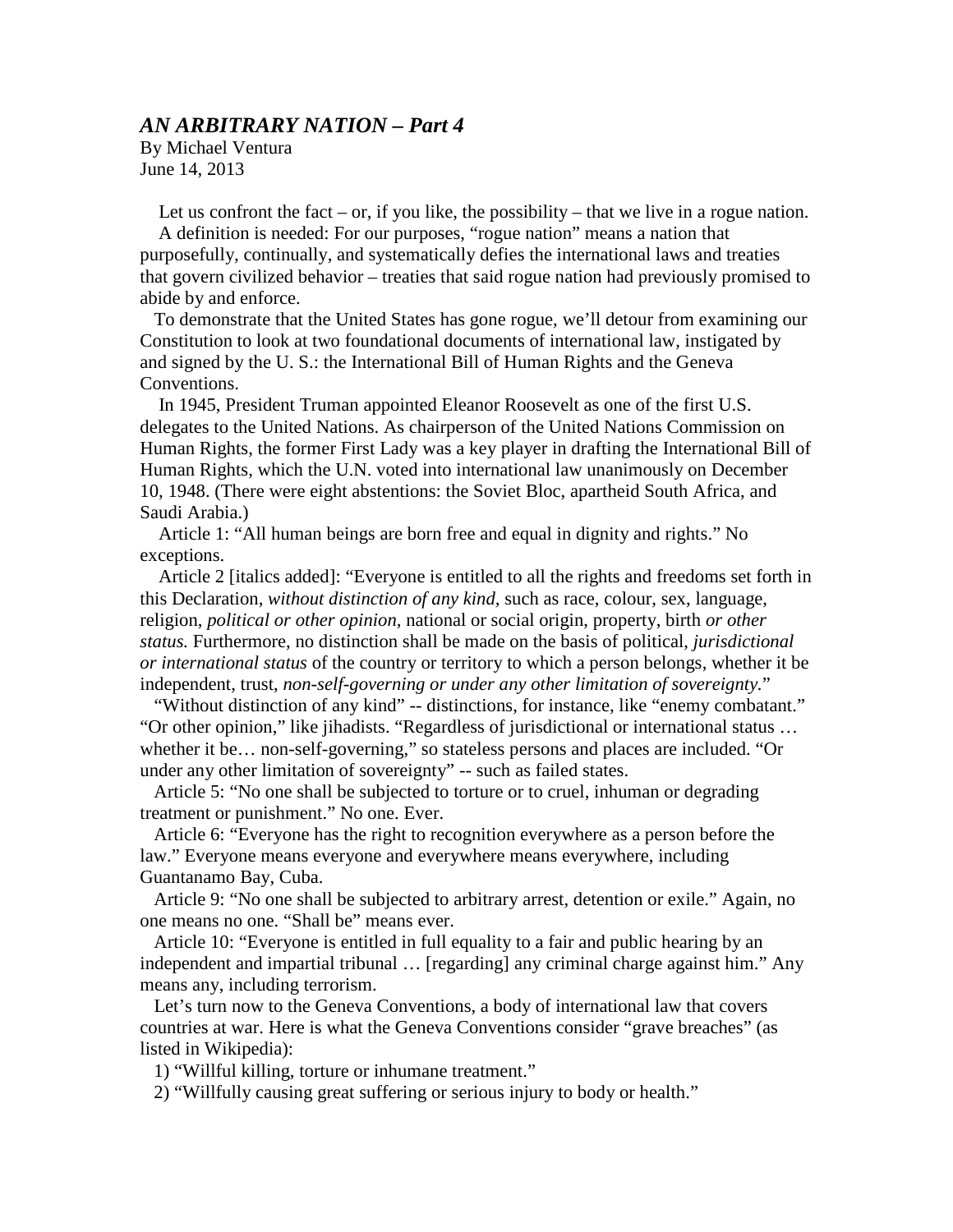## *AN ARBITRARY NATION – Part 4*

By Michael Ventura
June 14, 2013

Let us confront the fact – or, if you like, the possibility – that we live in a rogue nation.

A definition is needed: For our purposes, "rogue nation" means a nation that purposefully, continually, and systematically defies the international laws and treaties that govern civilized behavior – treaties that said rogue nation had previously promised to abide by and enforce.

To demonstrate that the United States has gone rogue, we'll detour from examining our Constitution to look at two foundational documents of international law, instigated by and signed by the U. S.: the International Bill of Human Rights and the Geneva Conventions.

In 1945, President Truman appointed Eleanor Roosevelt as one of the first U.S. delegates to the United Nations. As chairperson of the United Nations Commission on Human Rights, the former First Lady was a key player in drafting the International Bill of Human Rights, which the U.N. voted into international law unanimously on December 10, 1948. (There were eight abstentions: the Soviet Bloc, apartheid South Africa, and Saudi Arabia.)

Article 1: "All human beings are born free and equal in dignity and rights." No exceptions.

Article 2 [italics added]: "Everyone is entitled to all the rights and freedoms set forth in this Declaration, *without distinction of any kind*, such as race, colour, sex, language, religion, *political or other opinion,* national or social origin, property, birth *or other status.* Furthermore, no distinction shall be made on the basis of political, *jurisdictional or international status* of the country or territory to which a person belongs, whether it be independent, trust, *non-self-governing or under any other limitation of sovereignty.*"

"Without distinction of any kind" -- distinctions, for instance, like "enemy combatant." "Or other opinion," like jihadists. "Regardless of jurisdictional or international status … whether it be… non-self-governing," so stateless persons and places are included. "Or under any other limitation of sovereignty" -- such as failed states.

Article 5: "No one shall be subjected to torture or to cruel, inhuman or degrading treatment or punishment." No one. Ever.

Article 6: "Everyone has the right to recognition everywhere as a person before the law." Everyone means everyone and everywhere means everywhere, including Guantanamo Bay, Cuba.

Article 9: "No one shall be subjected to arbitrary arrest, detention or exile." Again, no one means no one. "Shall be" means ever.

Article 10: "Everyone is entitled in full equality to a fair and public hearing by an independent and impartial tribunal … [regarding] any criminal charge against him." Any means any, including terrorism.

Let's turn now to the Geneva Conventions, a body of international law that covers countries at war. Here is what the Geneva Conventions consider "grave breaches" (as listed in Wikipedia):

1) "Willful killing, torture or inhumane treatment."

2) "Willfully causing great suffering or serious injury to body or health."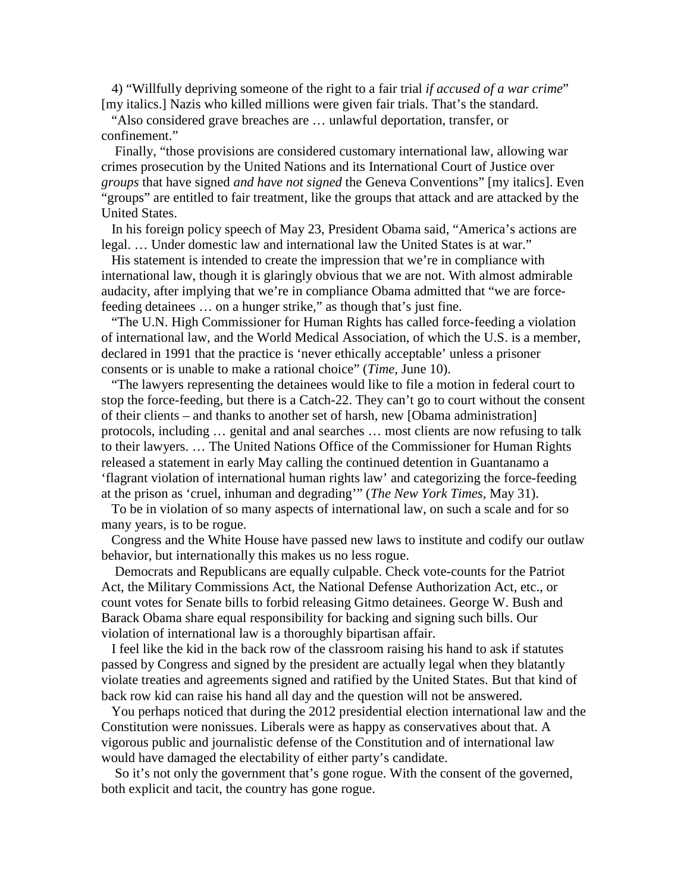4) "Willfully depriving someone of the right to a fair trial *if accused of a war crime*" [my italics.] Nazis who killed millions were given fair trials. That's the standard.

"Also considered grave breaches are … unlawful deportation, transfer, or confinement."

Finally, "those provisions are considered customary international law, allowing war crimes prosecution by the United Nations and its International Court of Justice over *groups* that have signed *and have not signed* the Geneva Conventions" [my italics]. Even "groups" are entitled to fair treatment, like the groups that attack and are attacked by the United States.

In his foreign policy speech of May 23, President Obama said, "America's actions are legal. … Under domestic law and international law the United States is at war."

His statement is intended to create the impression that we're in compliance with international law, though it is glaringly obvious that we are not. With almost admirable audacity, after implying that we're in compliance Obama admitted that "we are force-feeding detainees … on a hunger strike," as though that's just fine.

"The U.N. High Commissioner for Human Rights has called force-feeding a violation of international law, and the World Medical Association, of which the U.S. is a member, declared in 1991 that the practice is 'never ethically acceptable' unless a prisoner consents or is unable to make a rational choice" (*Time*, June 10).

"The lawyers representing the detainees would like to file a motion in federal court to stop the force-feeding, but there is a Catch-22. They can't go to court without the consent of their clients – and thanks to another set of harsh, new [Obama administration] protocols, including … genital and anal searches … most clients are now refusing to talk to their lawyers. … The United Nations Office of the Commissioner for Human Rights released a statement in early May calling the continued detention in Guantanamo a 'flagrant violation of international human rights law' and categorizing the force-feeding at the prison as 'cruel, inhuman and degrading'" (*The New York Times*, May 31).

To be in violation of so many aspects of international law, on such a scale and for so many years, is to be rogue.

Congress and the White House have passed new laws to institute and codify our outlaw behavior, but internationally this makes us no less rogue.

Democrats and Republicans are equally culpable. Check vote-counts for the Patriot Act, the Military Commissions Act, the National Defense Authorization Act, etc., or count votes for Senate bills to forbid releasing Gitmo detainees. George W. Bush and Barack Obama share equal responsibility for backing and signing such bills. Our violation of international law is a thoroughly bipartisan affair.

I feel like the kid in the back row of the classroom raising his hand to ask if statutes passed by Congress and signed by the president are actually legal when they blatantly violate treaties and agreements signed and ratified by the United States. But that kind of back row kid can raise his hand all day and the question will not be answered.

You perhaps noticed that during the 2012 presidential election international law and the Constitution were nonissues. Liberals were as happy as conservatives about that. A vigorous public and journalistic defense of the Constitution and of international law would have damaged the electability of either party's candidate.

So it's not only the government that's gone rogue. With the consent of the governed, both explicit and tacit, the country has gone rogue.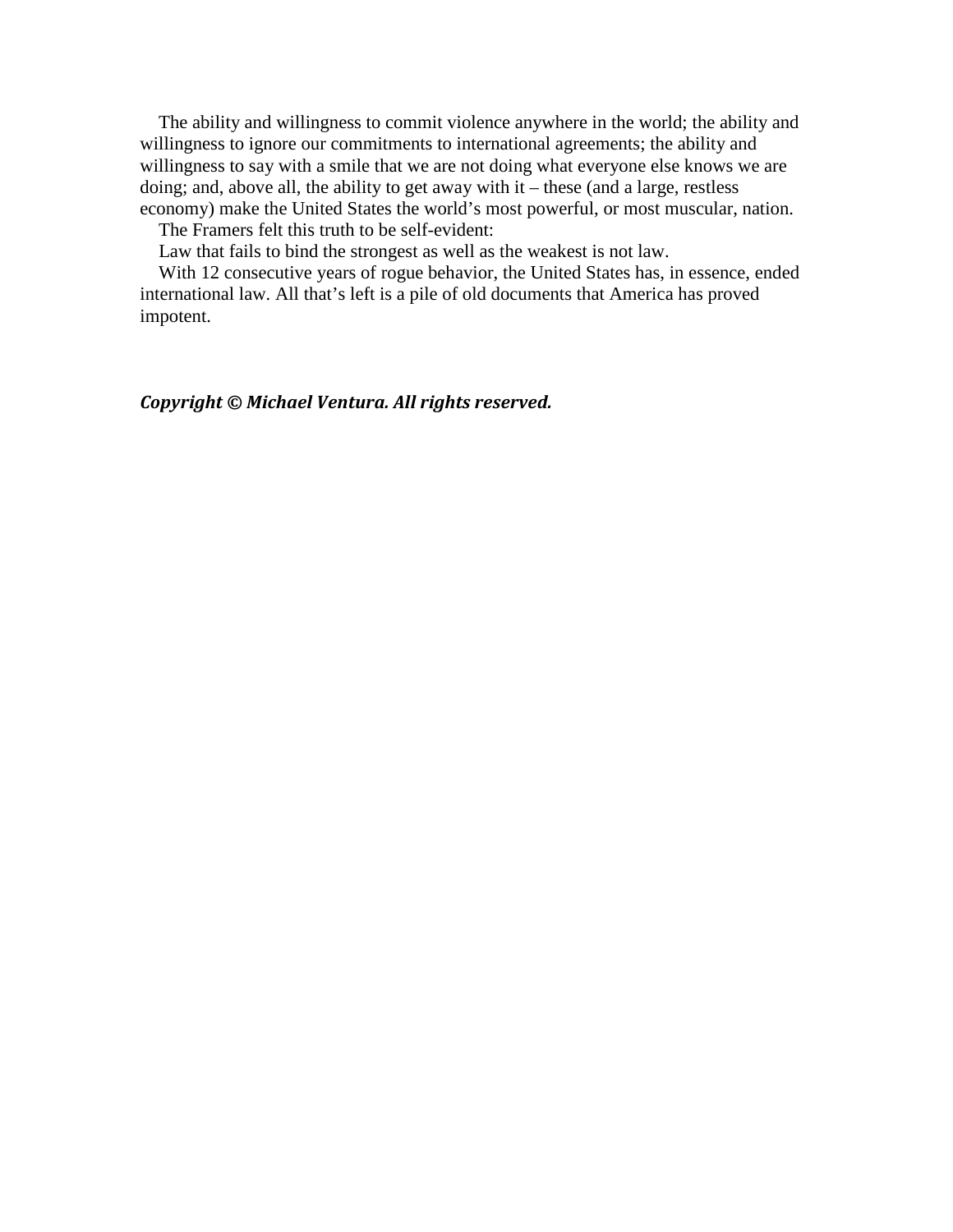The ability and willingness to commit violence anywhere in the world; the ability and willingness to ignore our commitments to international agreements; the ability and willingness to say with a smile that we are not doing what everyone else knows we are doing; and, above all, the ability to get away with it – these (and a large, restless economy) make the United States the world's most powerful, or most muscular, nation.

The Framers felt this truth to be self-evident:

Law that fails to bind the strongest as well as the weakest is not law.

With 12 consecutive years of rogue behavior, the United States has, in essence, ended international law. All that's left is a pile of old documents that America has proved impotent.

***Copyright © Michael Ventura. All rights reserved.***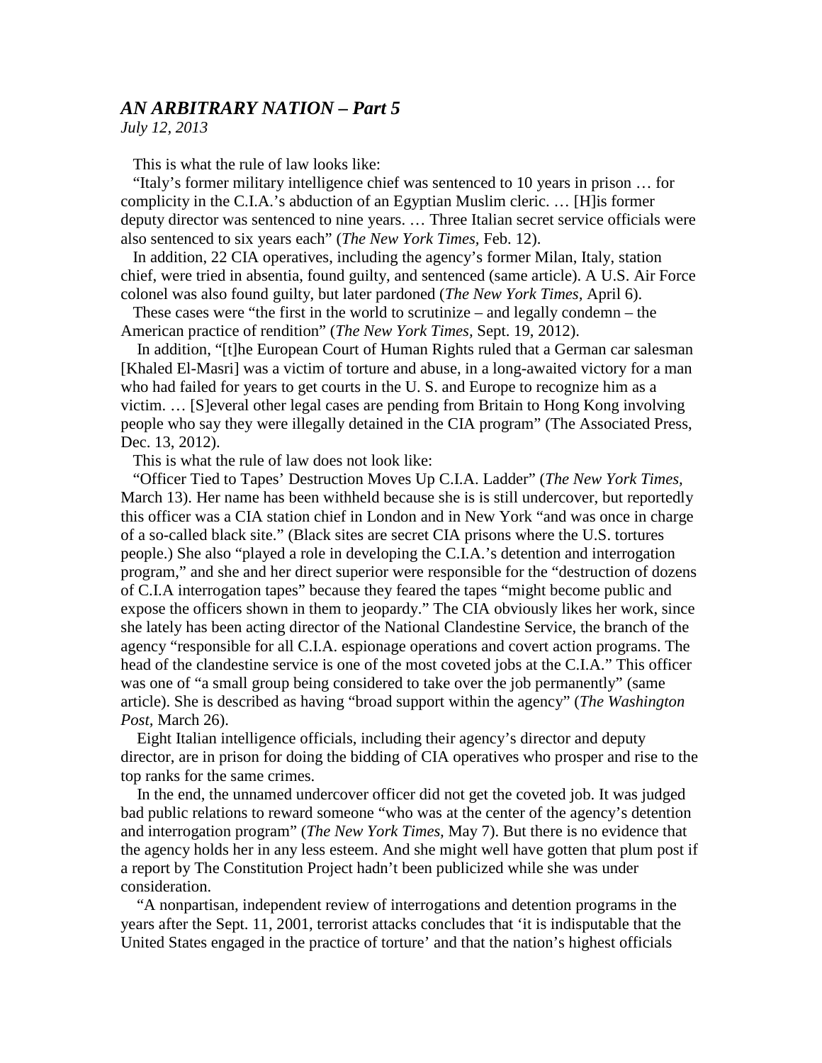## *AN ARBITRARY NATION – Part 5*

*July 12, 2013*

This is what the rule of law looks like:

"Italy's former military intelligence chief was sentenced to 10 years in prison … for complicity in the C.I.A.'s abduction of an Egyptian Muslim cleric. … [H]is former deputy director was sentenced to nine years. … Three Italian secret service officials were also sentenced to six years each" (*The New York Times*, Feb. 12).

In addition, 22 CIA operatives, including the agency's former Milan, Italy, station chief, were tried in absentia, found guilty, and sentenced (same article). A U.S. Air Force colonel was also found guilty, but later pardoned (*The New York Times,* April 6).

These cases were "the first in the world to scrutinize – and legally condemn – the American practice of rendition" (*The New York Times,* Sept. 19, 2012).

In addition, "[t]he European Court of Human Rights ruled that a German car salesman [Khaled El-Masri] was a victim of torture and abuse, in a long-awaited victory for a man who had failed for years to get courts in the U. S. and Europe to recognize him as a victim. … [S]everal other legal cases are pending from Britain to Hong Kong involving people who say they were illegally detained in the CIA program" (The Associated Press, Dec. 13, 2012).

This is what the rule of law does not look like:

"Officer Tied to Tapes' Destruction Moves Up C.I.A. Ladder" (*The New York Times*, March 13). Her name has been withheld because she is is still undercover, but reportedly this officer was a CIA station chief in London and in New York "and was once in charge of a so-called black site." (Black sites are secret CIA prisons where the U.S. tortures people.) She also "played a role in developing the C.I.A.'s detention and interrogation program," and she and her direct superior were responsible for the "destruction of dozens of C.I.A interrogation tapes" because they feared the tapes "might become public and expose the officers shown in them to jeopardy." The CIA obviously likes her work, since she lately has been acting director of the National Clandestine Service, the branch of the agency "responsible for all C.I.A. espionage operations and covert action programs. The head of the clandestine service is one of the most coveted jobs at the C.I.A." This officer was one of "a small group being considered to take over the job permanently" (same article). She is described as having "broad support within the agency" (*The Washington Post*, March 26).

Eight Italian intelligence officials, including their agency's director and deputy director, are in prison for doing the bidding of CIA operatives who prosper and rise to the top ranks for the same crimes.

In the end, the unnamed undercover officer did not get the coveted job. It was judged bad public relations to reward someone "who was at the center of the agency's detention and interrogation program" (*The New York Times,* May 7). But there is no evidence that the agency holds her in any less esteem. And she might well have gotten that plum post if a report by The Constitution Project hadn't been publicized while she was under consideration.

"A nonpartisan, independent review of interrogations and detention programs in the years after the Sept. 11, 2001, terrorist attacks concludes that 'it is indisputable that the United States engaged in the practice of torture' and that the nation's highest officials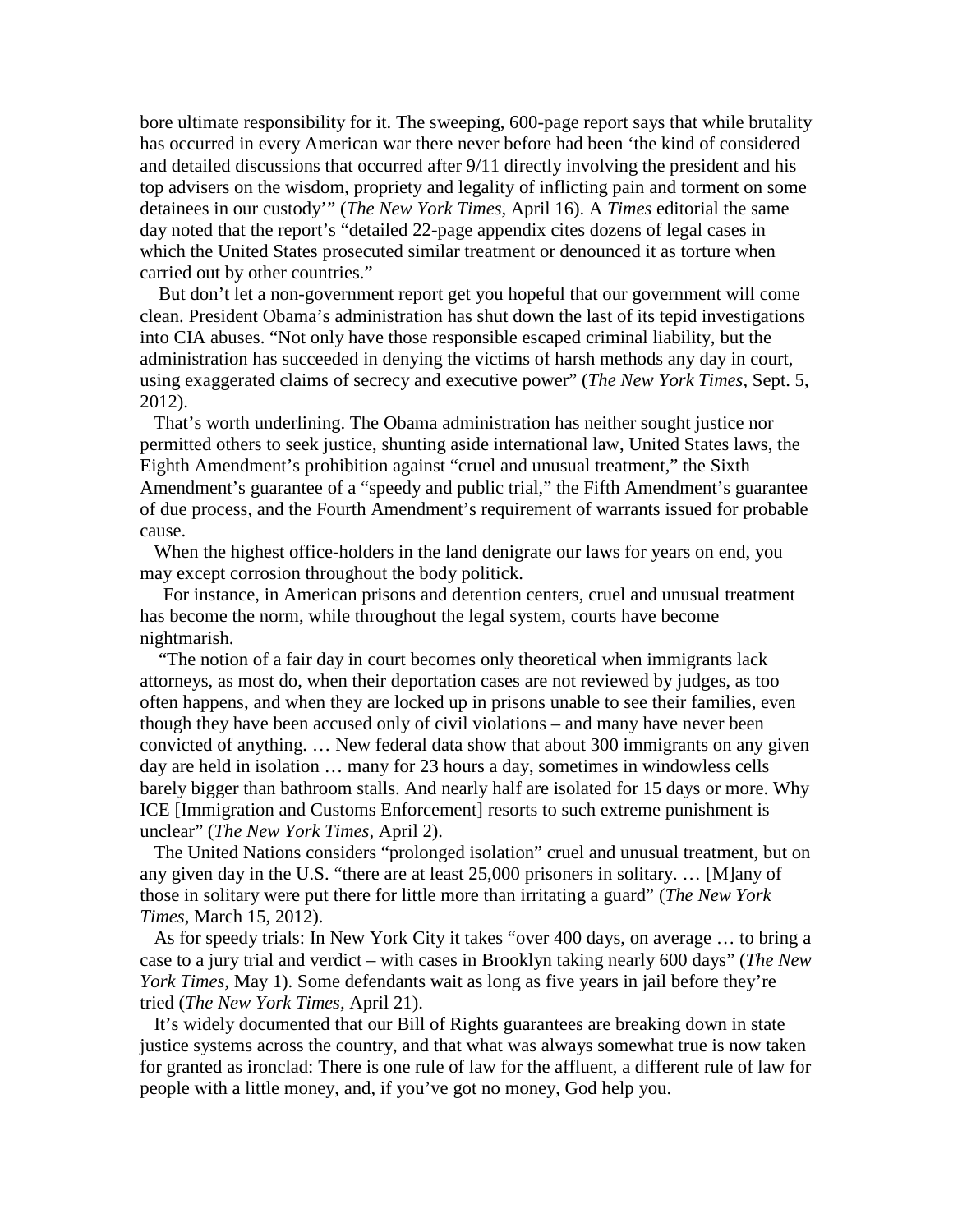bore ultimate responsibility for it. The sweeping, 600-page report says that while brutality has occurred in every American war there never before had been 'the kind of considered and detailed discussions that occurred after 9/11 directly involving the president and his top advisers on the wisdom, propriety and legality of inflicting pain and torment on some detainees in our custody'" (*The New York Times*, April 16). A *Times* editorial the same day noted that the report's "detailed 22-page appendix cites dozens of legal cases in which the United States prosecuted similar treatment or denounced it as torture when carried out by other countries."

But don't let a non-government report get you hopeful that our government will come clean. President Obama's administration has shut down the last of its tepid investigations into CIA abuses. "Not only have those responsible escaped criminal liability, but the administration has succeeded in denying the victims of harsh methods any day in court, using exaggerated claims of secrecy and executive power" (*The New York Times*, Sept. 5, 2012).

That's worth underlining. The Obama administration has neither sought justice nor permitted others to seek justice, shunting aside international law, United States laws, the Eighth Amendment's prohibition against "cruel and unusual treatment," the Sixth Amendment's guarantee of a "speedy and public trial," the Fifth Amendment's guarantee of due process, and the Fourth Amendment's requirement of warrants issued for probable cause.

When the highest office-holders in the land denigrate our laws for years on end, you may except corrosion throughout the body politick.

For instance, in American prisons and detention centers, cruel and unusual treatment has become the norm, while throughout the legal system, courts have become nightmarish.

"The notion of a fair day in court becomes only theoretical when immigrants lack attorneys, as most do, when their deportation cases are not reviewed by judges, as too often happens, and when they are locked up in prisons unable to see their families, even though they have been accused only of civil violations – and many have never been convicted of anything. … New federal data show that about 300 immigrants on any given day are held in isolation … many for 23 hours a day, sometimes in windowless cells barely bigger than bathroom stalls. And nearly half are isolated for 15 days or more. Why ICE [Immigration and Customs Enforcement] resorts to such extreme punishment is unclear" (*The New York Times*, April 2).

The United Nations considers "prolonged isolation" cruel and unusual treatment, but on any given day in the U.S. "there are at least 25,000 prisoners in solitary. … [M]any of those in solitary were put there for little more than irritating a guard" (*The New York Times*, March 15, 2012).

As for speedy trials: In New York City it takes "over 400 days, on average … to bring a case to a jury trial and verdict – with cases in Brooklyn taking nearly 600 days" (*The New York Times*, May 1). Some defendants wait as long as five years in jail before they're tried (*The New York Times*, April 21).

It's widely documented that our Bill of Rights guarantees are breaking down in state justice systems across the country, and that what was always somewhat true is now taken for granted as ironclad: There is one rule of law for the affluent, a different rule of law for people with a little money, and, if you've got no money, God help you.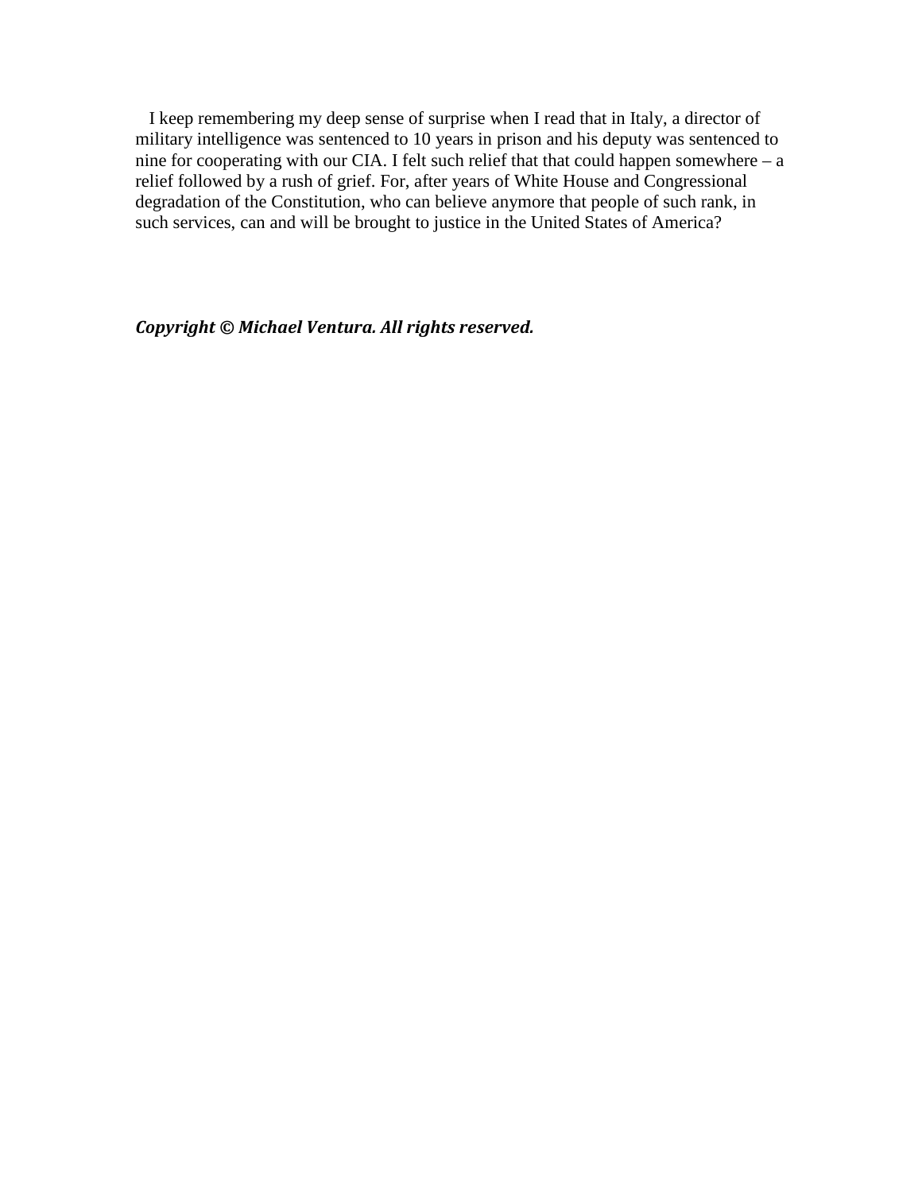I keep remembering my deep sense of surprise when I read that in Italy, a director of military intelligence was sentenced to 10 years in prison and his deputy was sentenced to nine for cooperating with our CIA. I felt such relief that that could happen somewhere – a relief followed by a rush of grief. For, after years of White House and Congressional degradation of the Constitution, who can believe anymore that people of such rank, in such services, can and will be brought to justice in the United States of America?

***Copyright © Michael Ventura. All rights reserved.***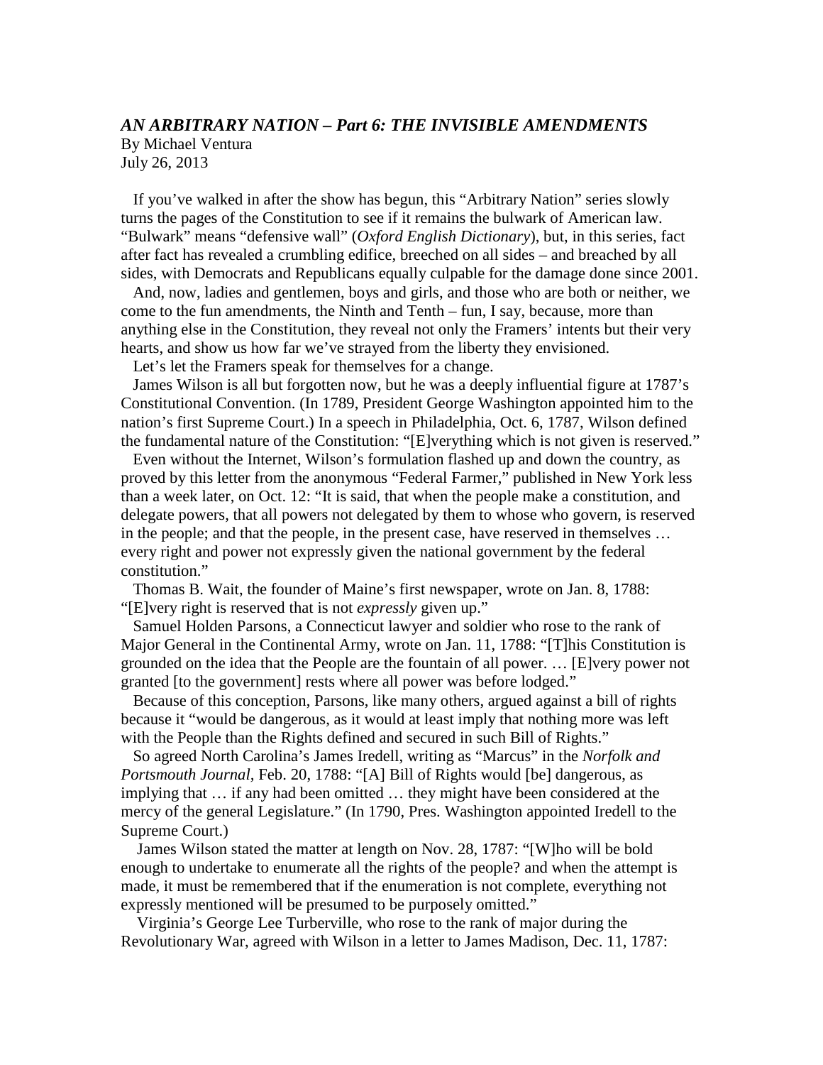### *AN ARBITRARY NATION – Part 6: THE INVISIBLE AMENDMENTS*

By Michael Ventura
July 26, 2013

If you've walked in after the show has begun, this "Arbitrary Nation" series slowly turns the pages of the Constitution to see if it remains the bulwark of American law. "Bulwark" means "defensive wall" (*Oxford English Dictionary*), but, in this series, fact after fact has revealed a crumbling edifice, breeched on all sides – and breached by all sides, with Democrats and Republicans equally culpable for the damage done since 2001.

And, now, ladies and gentlemen, boys and girls, and those who are both or neither, we come to the fun amendments, the Ninth and Tenth – fun, I say, because, more than anything else in the Constitution, they reveal not only the Framers' intents but their very hearts, and show us how far we've strayed from the liberty they envisioned.

Let's let the Framers speak for themselves for a change.

James Wilson is all but forgotten now, but he was a deeply influential figure at 1787's Constitutional Convention. (In 1789, President George Washington appointed him to the nation's first Supreme Court.) In a speech in Philadelphia, Oct. 6, 1787, Wilson defined the fundamental nature of the Constitution: "[E]verything which is not given is reserved."

Even without the Internet, Wilson's formulation flashed up and down the country, as proved by this letter from the anonymous "Federal Farmer," published in New York less than a week later, on Oct. 12: "It is said, that when the people make a constitution, and delegate powers, that all powers not delegated by them to whose who govern, is reserved in the people; and that the people, in the present case, have reserved in themselves … every right and power not expressly given the national government by the federal constitution."

Thomas B. Wait, the founder of Maine's first newspaper, wrote on Jan. 8, 1788: "[E]very right is reserved that is not *expressly* given up."

Samuel Holden Parsons, a Connecticut lawyer and soldier who rose to the rank of Major General in the Continental Army, wrote on Jan. 11, 1788: "[T]his Constitution is grounded on the idea that the People are the fountain of all power. … [E]very power not granted [to the government] rests where all power was before lodged."

Because of this conception, Parsons, like many others, argued against a bill of rights because it "would be dangerous, as it would at least imply that nothing more was left with the People than the Rights defined and secured in such Bill of Rights."

So agreed North Carolina's James Iredell, writing as "Marcus" in the *Norfolk and Portsmouth Journal*, Feb. 20, 1788: "[A] Bill of Rights would [be] dangerous, as implying that … if any had been omitted … they might have been considered at the mercy of the general Legislature." (In 1790, Pres. Washington appointed Iredell to the Supreme Court.)

James Wilson stated the matter at length on Nov. 28, 1787: "[W]ho will be bold enough to undertake to enumerate all the rights of the people? and when the attempt is made, it must be remembered that if the enumeration is not complete, everything not expressly mentioned will be presumed to be purposely omitted."

Virginia's George Lee Turberville, who rose to the rank of major during the Revolutionary War, agreed with Wilson in a letter to James Madison, Dec. 11, 1787: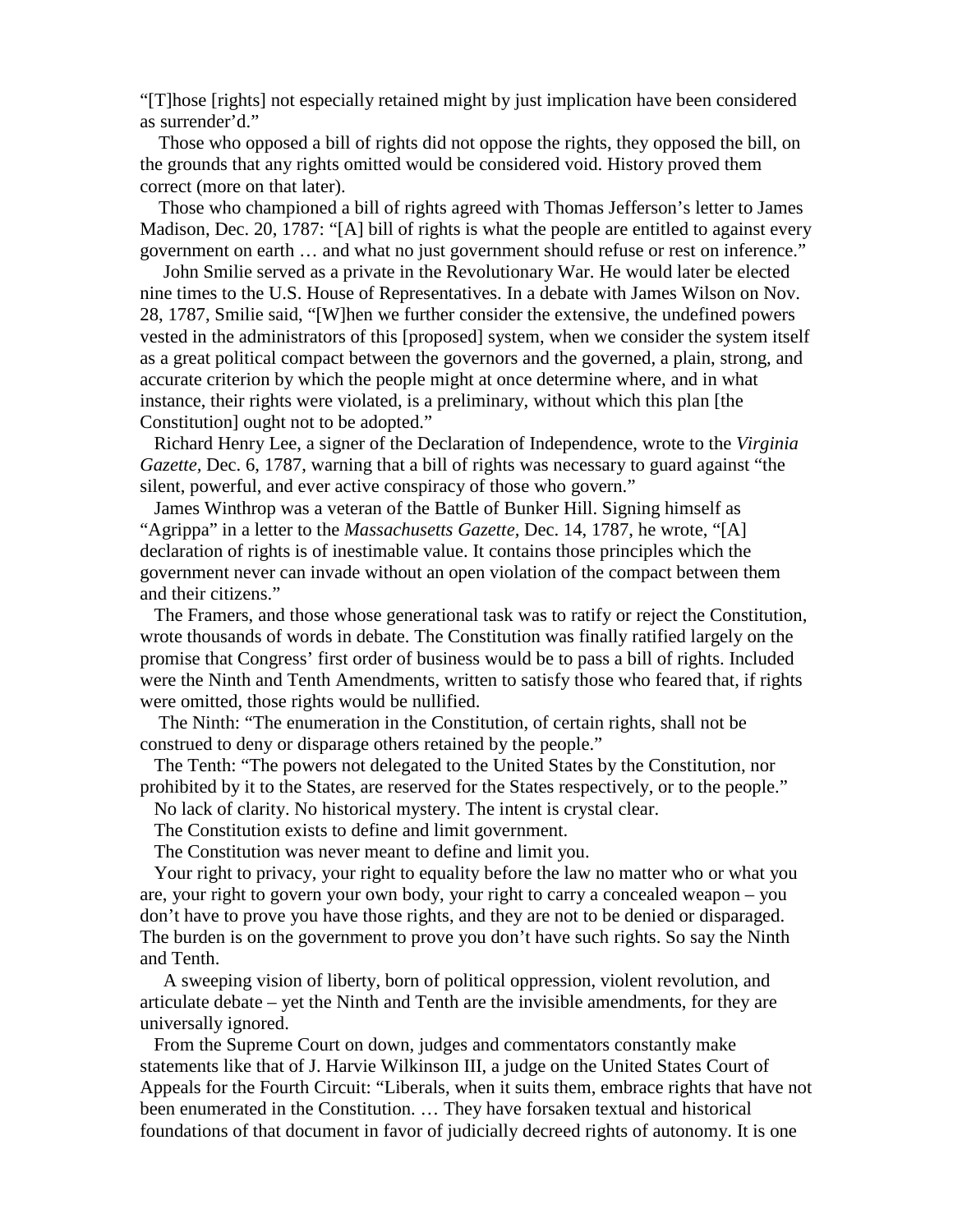"[T]hose [rights] not especially retained might by just implication have been considered as surrender'd."

Those who opposed a bill of rights did not oppose the rights, they opposed the bill, on the grounds that any rights omitted would be considered void. History proved them correct (more on that later).

Those who championed a bill of rights agreed with Thomas Jefferson's letter to James Madison, Dec. 20, 1787: "[A] bill of rights is what the people are entitled to against every government on earth … and what no just government should refuse or rest on inference."

John Smilie served as a private in the Revolutionary War. He would later be elected nine times to the U.S. House of Representatives. In a debate with James Wilson on Nov. 28, 1787, Smilie said, "[W]hen we further consider the extensive, the undefined powers vested in the administrators of this [proposed] system, when we consider the system itself as a great political compact between the governors and the governed, a plain, strong, and accurate criterion by which the people might at once determine where, and in what instance, their rights were violated, is a preliminary, without which this plan [the Constitution] ought not to be adopted."

Richard Henry Lee, a signer of the Declaration of Independence, wrote to the *Virginia Gazette*, Dec. 6, 1787, warning that a bill of rights was necessary to guard against "the silent, powerful, and ever active conspiracy of those who govern."

James Winthrop was a veteran of the Battle of Bunker Hill. Signing himself as "Agrippa" in a letter to the *Massachusetts Gazette*, Dec. 14, 1787, he wrote, "[A] declaration of rights is of inestimable value. It contains those principles which the government never can invade without an open violation of the compact between them and their citizens."

The Framers, and those whose generational task was to ratify or reject the Constitution, wrote thousands of words in debate. The Constitution was finally ratified largely on the promise that Congress' first order of business would be to pass a bill of rights. Included were the Ninth and Tenth Amendments, written to satisfy those who feared that, if rights were omitted, those rights would be nullified.

The Ninth: "The enumeration in the Constitution, of certain rights, shall not be construed to deny or disparage others retained by the people."

The Tenth: "The powers not delegated to the United States by the Constitution, nor prohibited by it to the States, are reserved for the States respectively, or to the people."

No lack of clarity. No historical mystery. The intent is crystal clear.

The Constitution exists to define and limit government.

The Constitution was never meant to define and limit you.

Your right to privacy, your right to equality before the law no matter who or what you are, your right to govern your own body, your right to carry a concealed weapon – you don't have to prove you have those rights, and they are not to be denied or disparaged. The burden is on the government to prove you don't have such rights. So say the Ninth and Tenth.

A sweeping vision of liberty, born of political oppression, violent revolution, and articulate debate – yet the Ninth and Tenth are the invisible amendments, for they are universally ignored.

From the Supreme Court on down, judges and commentators constantly make statements like that of J. Harvie Wilkinson III, a judge on the United States Court of Appeals for the Fourth Circuit: "Liberals, when it suits them, embrace rights that have not been enumerated in the Constitution. … They have forsaken textual and historical foundations of that document in favor of judicially decreed rights of autonomy. It is one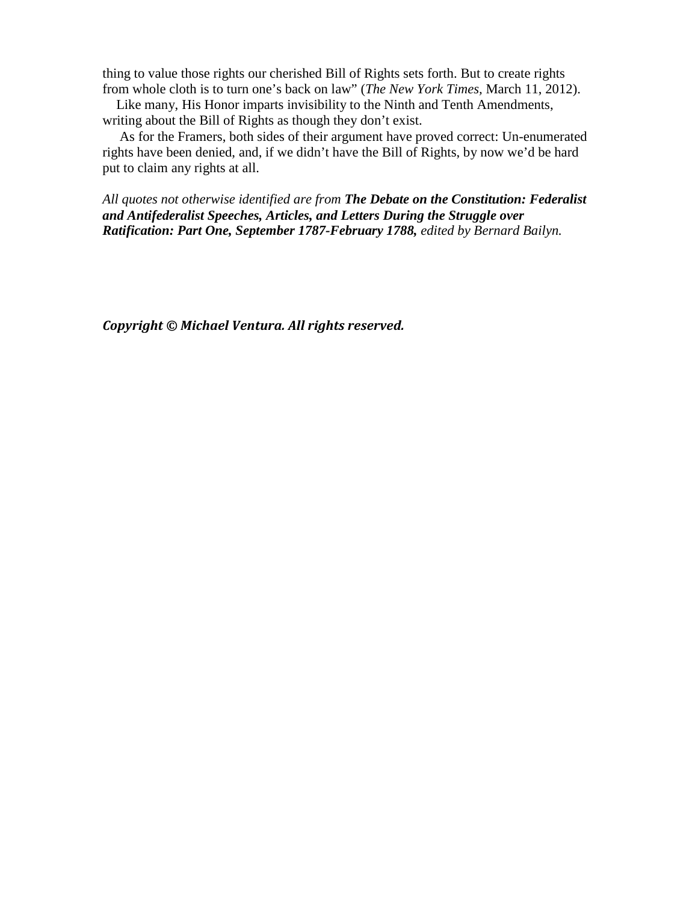thing to value those rights our cherished Bill of Rights sets forth. But to create rights from whole cloth is to turn one's back on law" (*The New York Times*, March 11, 2012).

Like many, His Honor imparts invisibility to the Ninth and Tenth Amendments, writing about the Bill of Rights as though they don't exist.

As for the Framers, both sides of their argument have proved correct: Un-enumerated rights have been denied, and, if we didn't have the Bill of Rights, by now we'd be hard put to claim any rights at all.

*All quotes not otherwise identified are from* ***The Debate on the Constitution: Federalist and Antifederalist Speeches, Articles, and Letters During the Struggle over Ratification: Part One, September 1787-February 1788,*** *edited by Bernard Bailyn.*

***Copyright © Michael Ventura. All rights reserved.***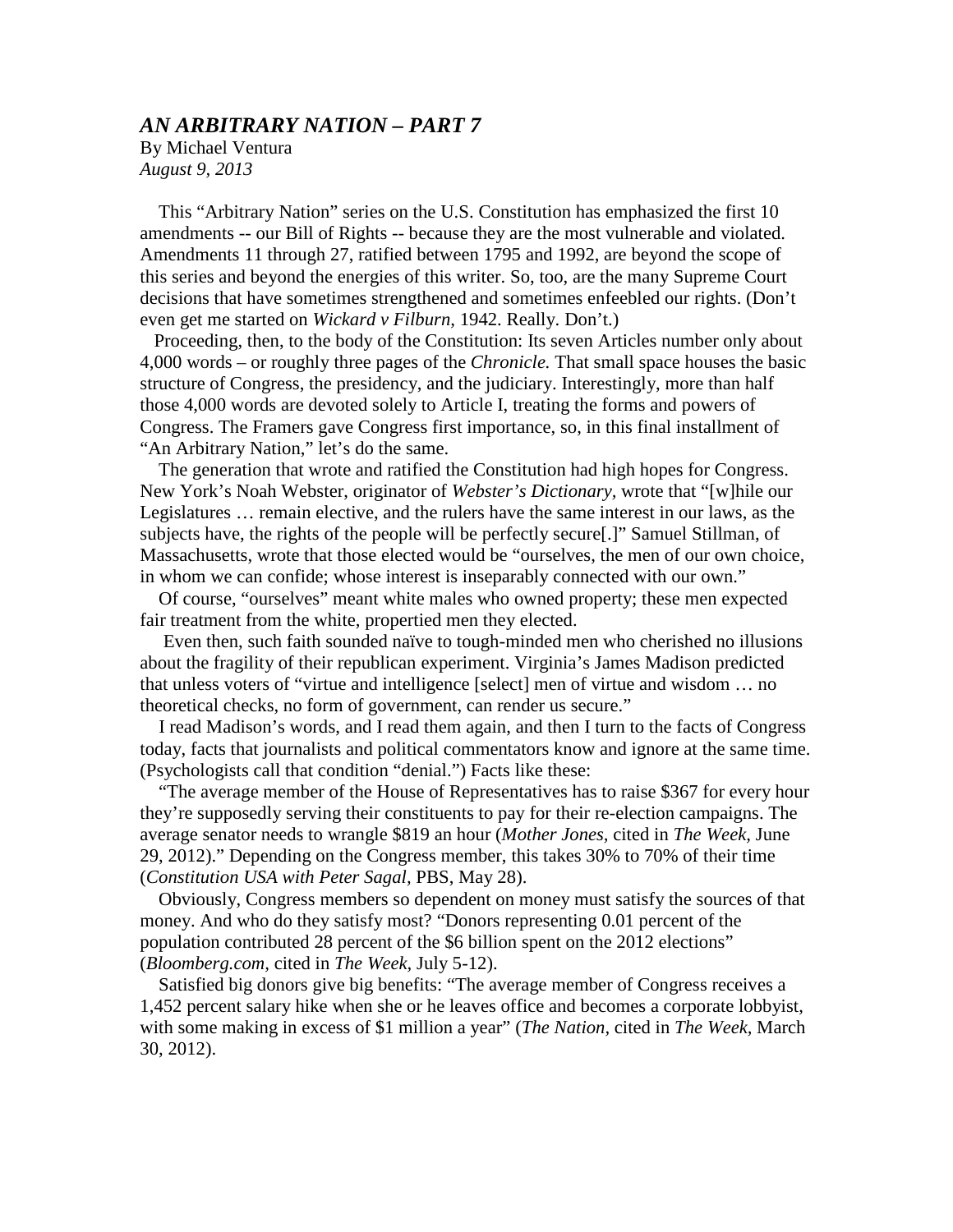## *AN ARBITRARY NATION – PART 7*

By Michael Ventura
*August 9, 2013*

This "Arbitrary Nation" series on the U.S. Constitution has emphasized the first 10 amendments -- our Bill of Rights -- because they are the most vulnerable and violated. Amendments 11 through 27, ratified between 1795 and 1992, are beyond the scope of this series and beyond the energies of this writer. So, too, are the many Supreme Court decisions that have sometimes strengthened and sometimes enfeebled our rights. (Don't even get me started on *Wickard v Filburn*, 1942. Really. Don't.)

Proceeding, then, to the body of the Constitution: Its seven Articles number only about 4,000 words – or roughly three pages of the *Chronicle.* That small space houses the basic structure of Congress, the presidency, and the judiciary. Interestingly, more than half those 4,000 words are devoted solely to Article I, treating the forms and powers of Congress. The Framers gave Congress first importance, so, in this final installment of "An Arbitrary Nation," let's do the same.

The generation that wrote and ratified the Constitution had high hopes for Congress. New York's Noah Webster, originator of *Webster's Dictionary*, wrote that "[w]hile our Legislatures … remain elective, and the rulers have the same interest in our laws, as the subjects have, the rights of the people will be perfectly secure[.]" Samuel Stillman, of Massachusetts, wrote that those elected would be "ourselves, the men of our own choice, in whom we can confide; whose interest is inseparably connected with our own."

Of course, "ourselves" meant white males who owned property; these men expected fair treatment from the white, propertied men they elected.

Even then, such faith sounded naïve to tough-minded men who cherished no illusions about the fragility of their republican experiment. Virginia's James Madison predicted that unless voters of "virtue and intelligence [select] men of virtue and wisdom … no theoretical checks, no form of government, can render us secure."

I read Madison's words, and I read them again, and then I turn to the facts of Congress today, facts that journalists and political commentators know and ignore at the same time. (Psychologists call that condition "denial.") Facts like these:

"The average member of the House of Representatives has to raise $367 for every hour they're supposedly serving their constituents to pay for their re-election campaigns. The average senator needs to wrangle $819 an hour (*Mother Jones*, cited in *The Week*, June 29, 2012)." Depending on the Congress member, this takes 30% to 70% of their time (*Constitution USA with Peter Sagal*, PBS, May 28).

Obviously, Congress members so dependent on money must satisfy the sources of that money. And who do they satisfy most? "Donors representing 0.01 percent of the population contributed 28 percent of the $6 billion spent on the 2012 elections" (*Bloomberg.com*, cited in *The Week*, July 5-12).

Satisfied big donors give big benefits: "The average member of Congress receives a 1,452 percent salary hike when she or he leaves office and becomes a corporate lobbyist, with some making in excess of $1 million a year" (*The Nation*, cited in *The Week*, March 30, 2012).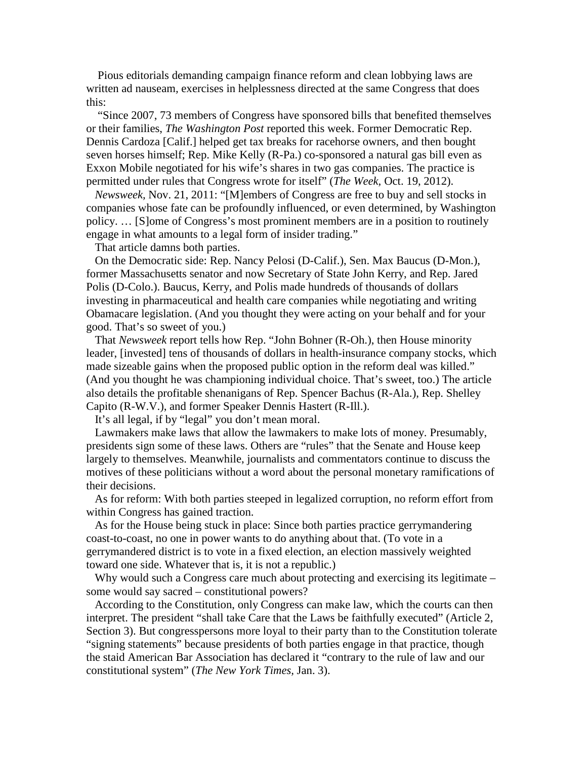Pious editorials demanding campaign finance reform and clean lobbying laws are written ad nauseam, exercises in helplessness directed at the same Congress that does this:

"Since 2007, 73 members of Congress have sponsored bills that benefited themselves or their families, *The Washington Post* reported this week. Former Democratic Rep. Dennis Cardoza [Calif.] helped get tax breaks for racehorse owners, and then bought seven horses himself; Rep. Mike Kelly (R-Pa.) co-sponsored a natural gas bill even as Exxon Mobile negotiated for his wife's shares in two gas companies. The practice is permitted under rules that Congress wrote for itself" (*The Week*, Oct. 19, 2012).

*Newsweek*, Nov. 21, 2011: "[M]embers of Congress are free to buy and sell stocks in companies whose fate can be profoundly influenced, or even determined, by Washington policy. … [S]ome of Congress's most prominent members are in a position to routinely engage in what amounts to a legal form of insider trading."

That article damns both parties.

On the Democratic side: Rep. Nancy Pelosi (D-Calif.), Sen. Max Baucus (D-Mon.), former Massachusetts senator and now Secretary of State John Kerry, and Rep. Jared Polis (D-Colo.). Baucus, Kerry, and Polis made hundreds of thousands of dollars investing in pharmaceutical and health care companies while negotiating and writing Obamacare legislation. (And you thought they were acting on your behalf and for your good. That's so sweet of you.)

That *Newsweek* report tells how Rep. "John Bohner (R-Oh.), then House minority leader, [invested] tens of thousands of dollars in health-insurance company stocks, which made sizeable gains when the proposed public option in the reform deal was killed." (And you thought he was championing individual choice. That's sweet, too.) The article also details the profitable shenanigans of Rep. Spencer Bachus (R-Ala.), Rep. Shelley Capito (R-W.V.), and former Speaker Dennis Hastert (R-Ill.).

It's all legal, if by "legal" you don't mean moral.

Lawmakers make laws that allow the lawmakers to make lots of money. Presumably, presidents sign some of these laws. Others are "rules" that the Senate and House keep largely to themselves. Meanwhile, journalists and commentators continue to discuss the motives of these politicians without a word about the personal monetary ramifications of their decisions.

As for reform: With both parties steeped in legalized corruption, no reform effort from within Congress has gained traction.

As for the House being stuck in place: Since both parties practice gerrymandering coast-to-coast, no one in power wants to do anything about that. (To vote in a gerrymandered district is to vote in a fixed election, an election massively weighted toward one side. Whatever that is, it is not a republic.)

Why would such a Congress care much about protecting and exercising its legitimate – some would say sacred – constitutional powers?

According to the Constitution, only Congress can make law, which the courts can then interpret. The president "shall take Care that the Laws be faithfully executed" (Article 2, Section 3). But congresspersons more loyal to their party than to the Constitution tolerate "signing statements" because presidents of both parties engage in that practice, though the staid American Bar Association has declared it "contrary to the rule of law and our constitutional system" (*The New York Times*, Jan. 3).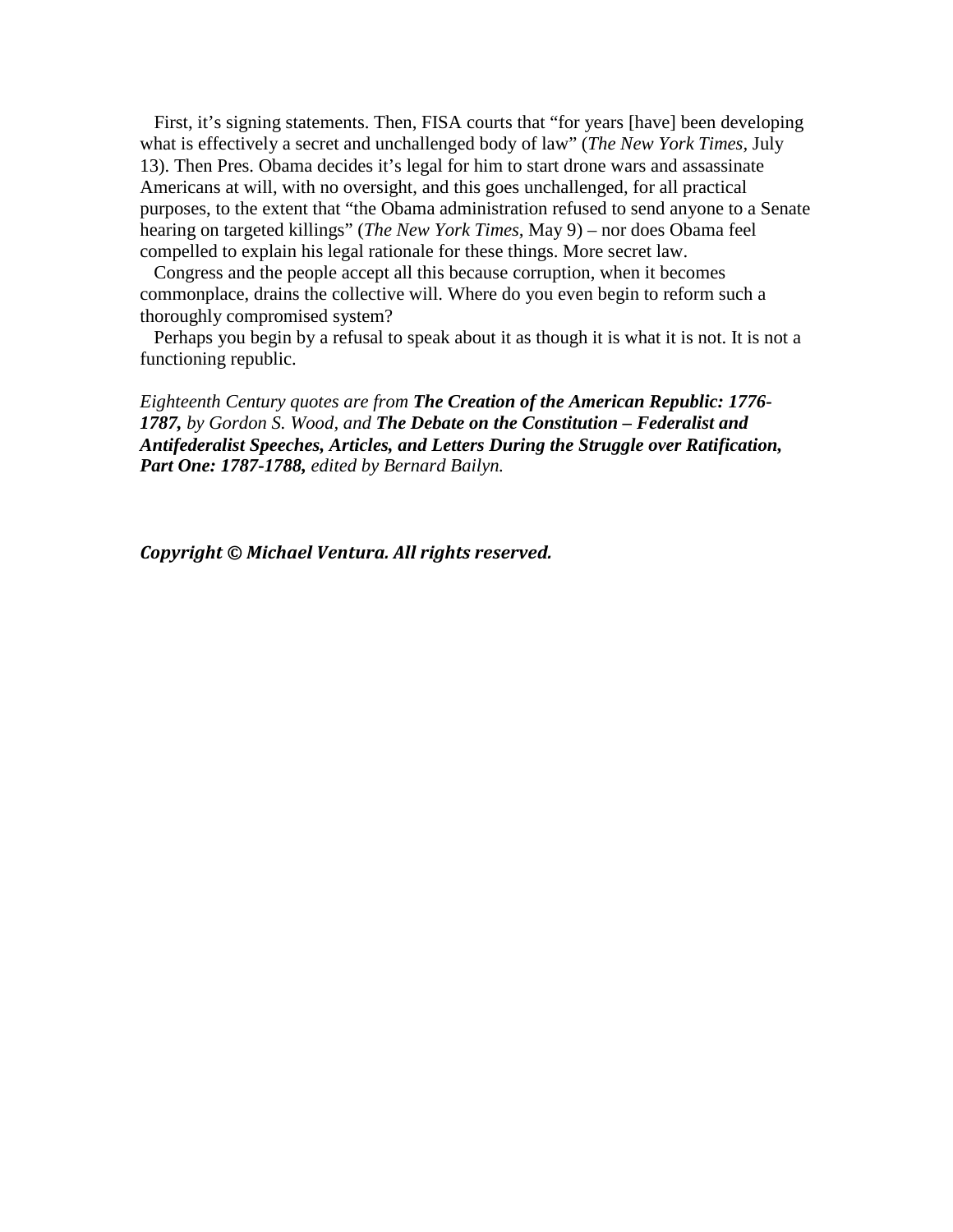First, it's signing statements. Then, FISA courts that "for years [have] been developing what is effectively a secret and unchallenged body of law" (*The New York Times*, July 13). Then Pres. Obama decides it's legal for him to start drone wars and assassinate Americans at will, with no oversight, and this goes unchallenged, for all practical purposes, to the extent that "the Obama administration refused to send anyone to a Senate hearing on targeted killings" (*The New York Times*, May 9) – nor does Obama feel compelled to explain his legal rationale for these things. More secret law.

Congress and the people accept all this because corruption, when it becomes commonplace, drains the collective will. Where do you even begin to reform such a thoroughly compromised system?

Perhaps you begin by a refusal to speak about it as though it is what it is not. It is not a functioning republic.

*Eighteenth Century quotes are from* ***The Creation of the American Republic: 1776-1787,*** *by Gordon S. Wood, and* ***The Debate on the Constitution – Federalist and Antifederalist Speeches, Articles, and Letters During the Struggle over Ratification, Part One: 1787-1788,*** *edited by Bernard Bailyn.*

***Copyright © Michael Ventura. All rights reserved.***